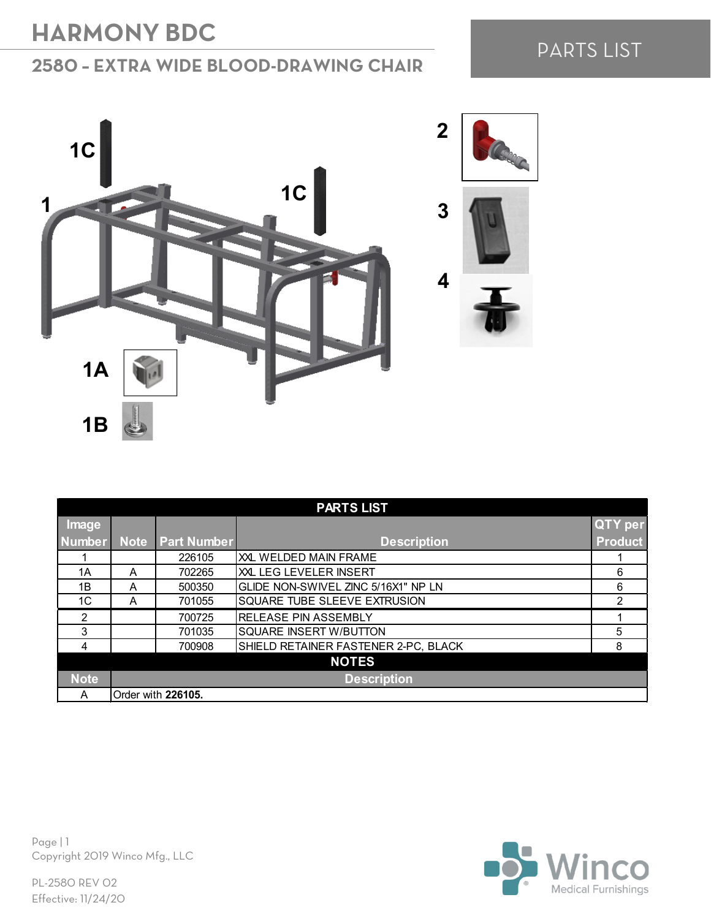# HARMONY BDC

## 2580 - EXTRA WIDE BLOOD-DRAWING CHAIR

PARTS LIST

| PARTS LIST | | | | |
|---|---|---|---|---|
| Image Number | Note | Part Number | Description | QTY per Product |
| 1 | | 226105 | XXL WELDED MAIN FRAME | 1 |
| 1A | A | 702265 | XXL LEG LEVELER INSERT | 6 |
| 1B | A | 500350 | GLIDE NON-SWIVEL ZINC 5/16X1" NP LN | 6 |
| 1C | A | 701055 | SQUARE TUBE SLEEVE EXTRUSION | 2 |
| 2 | | 700725 | RELEASE PIN ASSEMBLY | 1 |
| 3 | | 701035 | SQUARE INSERT W/BUTTON | 5 |
| 4 | | 700908 | SHIELD RETAINER FASTENER 2-PC, BLACK | 8 |

| NOTES | |
|---|---|
| Note | Description |
| A | Order with **226105.** |

Copyright 2019 Winco Mfg., LLC

PL-2580 REV 02
Effective: 11/24/20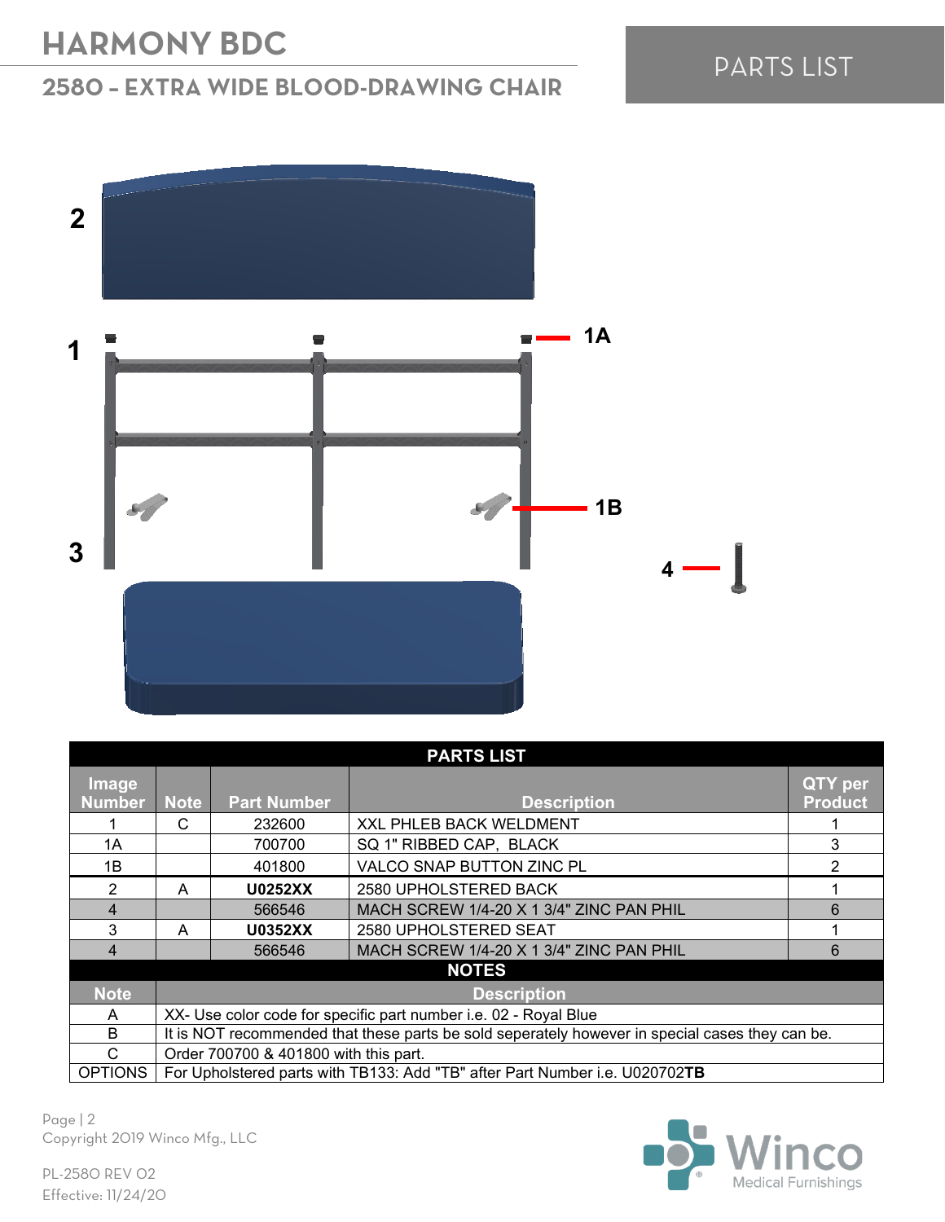# HARMONY BDC

## 2580 – EXTRA WIDE BLOOD-DRAWING CHAIR

PARTS LIST

2

1

1A

1B

3

4

| PARTS LIST | | | | |
|---|---|---|---|---|
| Image Number | Note | Part Number | Description | QTY per Product |
| 1 | C | 232600 | XXL PHLEB BACK WELDMENT | 1 |
| 1A | | 700700 | SQ 1" RIBBED CAP, BLACK | 3 |
| 1B | | 401800 | VALCO SNAP BUTTON ZINC PL | 2 |
| 2 | A | **U0252XX** | 2580 UPHOLSTERED BACK | 1 |
| 4 | | 566546 | MACH SCREW 1/4-20 X 1 3/4" ZINC PAN PHIL | 6 |
| 3 | A | **U0352XX** | 2580 UPHOLSTERED SEAT | 1 |
| 4 | | 566546 | MACH SCREW 1/4-20 X 1 3/4" ZINC PAN PHIL | 6 |

| NOTES | |
|---|---|
| Note | Description |
| A | XX- Use color code for specific part number i.e. 02 - Royal Blue |
| B | It is NOT recommended that these parts be sold seperately however in special cases they can be. |
| C | Order 700700 & 401800 with this part. |
| OPTIONS | For Upholstered parts with TB133: Add "TB" after Part Number i.e. U020702**TB** |

Copyright 2019 Winco Mfg., LLC

PL-2580 REV 02
Effective: 11/24/20

Winco Medical Furnishings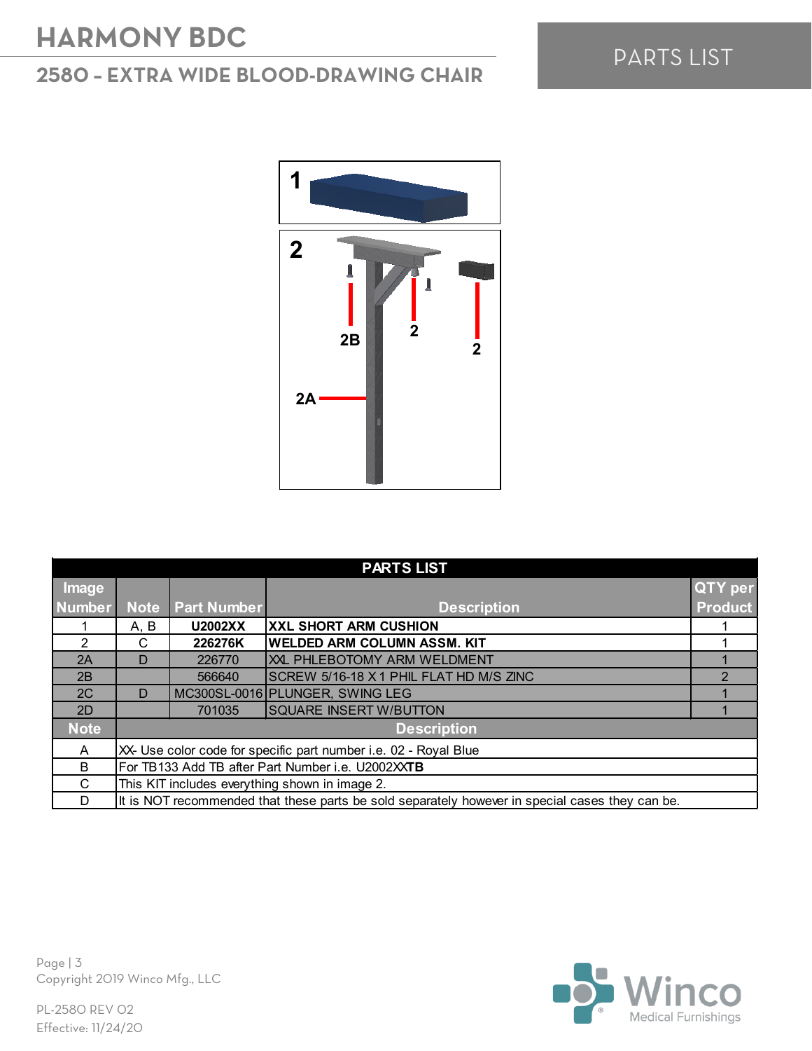# HARMONY BDC

## 2580 – EXTRA WIDE BLOOD-DRAWING CHAIR

PARTS LIST

1

2

2B

2

2

2A

| PARTS LIST | | | | |
|---|---|---|---|---|
| Image Number | Note | Part Number | Description | QTY per Product |
| 1 | A, B | **U2002XX** | **XXL SHORT ARM CUSHION** | 1 |
| 2 | C | **226276K** | **WELDED ARM COLUMN ASSM. KIT** | 1 |
| 2A | D | 226770 | XXL PHLEBOTOMY ARM WELDMENT | 1 |
| 2B | | 566640 | SCREW 5/16-18 X 1 PHIL FLAT HD M/S ZINC | 2 |
| 2C | D | MC300SL-0016 | PLUNGER, SWING LEG | 1 |
| 2D | | 701035 | SQUARE INSERT W/BUTTON | 1 |

| Note | Description |
|---|---|
| A | XX- Use color code for specific part number i.e. 02 - Royal Blue |
| B | For TB133 Add TB after Part Number i.e. U2002XX**TB** |
| C | This KIT includes everything shown in image 2. |
| D | It is NOT recommended that these parts be sold separately however in special cases they can be. |

Copyright 2019 Winco Mfg., LLC

PL-2580 REV 02
Effective: 11/24/20

Winco Medical Furnishings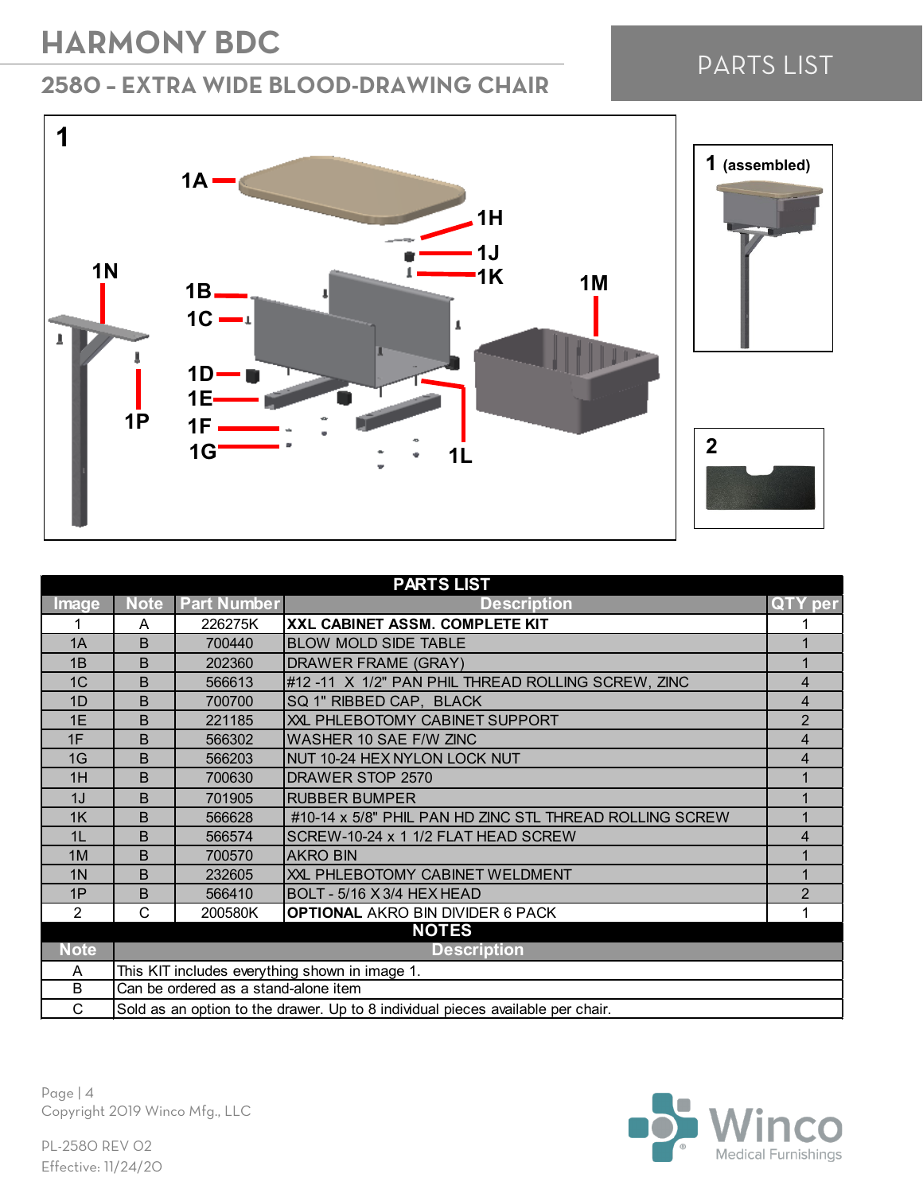# HARMONY BDC

## 2580 - EXTRA WIDE BLOOD-DRAWING CHAIR

PARTS LIST

| Image | Note | Part Number | Description | QTY per |
|---|---|---|---|---|
| 1 | A | 226275K | **XXL CABINET ASSM. COMPLETE KIT** | 1 |
| 1A | B | 700440 | BLOW MOLD SIDE TABLE | 1 |
| 1B | B | 202360 | DRAWER FRAME (GRAY) | 1 |
| 1C | B | 566613 | #12 -11 X 1/2" PAN PHIL THREAD ROLLING SCREW, ZINC | 4 |
| 1D | B | 700700 | SQ 1" RIBBED CAP, BLACK | 4 |
| 1E | B | 221185 | XXL PHLEBOTOMY CABINET SUPPORT | 2 |
| 1F | B | 566302 | WASHER 10 SAE F/W ZINC | 4 |
| 1G | B | 566203 | NUT 10-24 HEX NYLON LOCK NUT | 4 |
| 1H | B | 700630 | DRAWER STOP 2570 | 1 |
| 1J | B | 701905 | RUBBER BUMPER | 1 |
| 1K | B | 566628 | #10-14 x 5/8" PHIL PAN HD ZINC STL THREAD ROLLING SCREW | 1 |
| 1L | B | 566574 | SCREW-10-24 x 1 1/2 FLAT HEAD SCREW | 4 |
| 1M | B | 700570 | AKRO BIN | 1 |
| 1N | B | 232605 | XXL PHLEBOTOMY CABINET WELDMENT | 1 |
| 1P | B | 566410 | BOLT - 5/16 X 3/4 HEX HEAD | 2 |
| 2 | C | 200580K | **OPTIONAL** AKRO BIN DIVIDER 6 PACK | 1 |

NOTES

| Note | Description |
|---|---|
| A | This KIT includes everything shown in image 1. |
| B | Can be ordered as a stand-alone item |
| C | Sold as an option to the drawer. Up to 8 individual pieces available per chair. |

Copyright 2019 Winco Mfg., LLC

PL-2580 REV 02
Effective: 11/24/20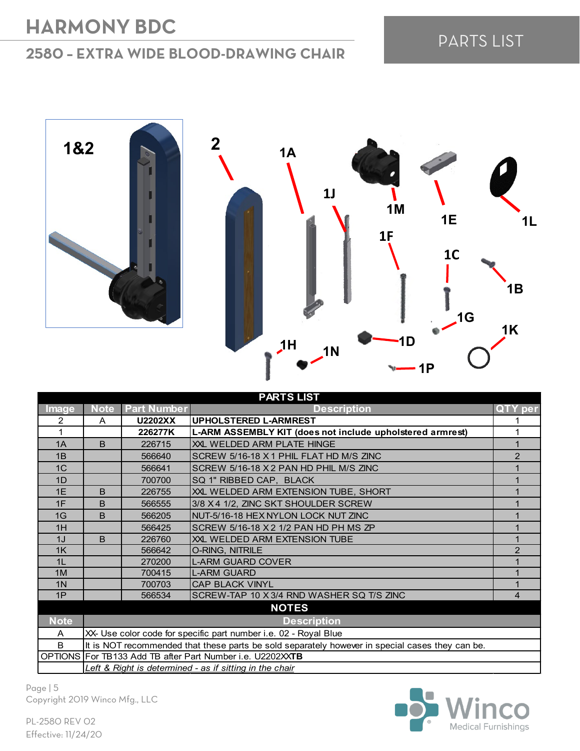# HARMONY BDC

## 2580 – EXTRA WIDE BLOOD-DRAWING CHAIR

PARTS LIST

| PARTS LIST | | | | |
|---|---|---|---|---|
| **Image** | **Note** | **Part Number** | **Description** | **QTY per** |
| 2 | A | **U2202XX** | **UPHOLSTERED L-ARMREST** | 1 |
| 1 | | **226277K** | **L-ARM ASSEMBLY KIT (does not include upholstered armrest)** | 1 |
| 1A | B | 226715 | XXL WELDED ARM PLATE HINGE | 1 |
| 1B | | 566640 | SCREW 5/16-18 X 1 PHIL FLAT HD M/S ZINC | 2 |
| 1C | | 566641 | SCREW 5/16-18 X 2 PAN HD PHIL M/S ZINC | 1 |
| 1D | | 700700 | SQ 1" RIBBED CAP, BLACK | 1 |
| 1E | B | 226755 | XXL WELDED ARM EXTENSION TUBE, SHORT | 1 |
| 1F | B | 566555 | 3/8 X 4 1/2, ZINC SKT SHOULDER SCREW | 1 |
| 1G | B | 566205 | NUT-5/16-18 HEX NYLON LOCK NUT ZINC | 1 |
| 1H | | 566425 | SCREW 5/16-18 X 2 1/2 PAN HD PH MS ZP | 1 |
| 1J | B | 226760 | XXL WELDED ARM EXTENSION TUBE | 1 |
| 1K | | 566642 | O-RING, NITRILE | 2 |
| 1L | | 270200 | L-ARM GUARD COVER | 1 |
| 1M | | 700415 | L-ARM GUARD | 1 |
| 1N | | 700703 | CAP BLACK VINYL | 1 |
| 1P | | 566534 | SCREW-TAP 10 X 3/4 RND WASHER SQ T/S ZINC | 4 |

| NOTES | |
|---|---|
| **Note** | **Description** |
| A | XX- Use color code for specific part number i.e. 02 - Royal Blue |
| B | It is NOT recommended that these parts be sold separately however in special cases they can be. |
| OPTIONS | For TB133 Add TB after Part Number i.e. U2202XX**TB** |
| | *Left & Right is determined - as if sitting in the chair* |

Copyright 2019 Winco Mfg., LLC

PL-2580 REV 02
Effective: 11/24/20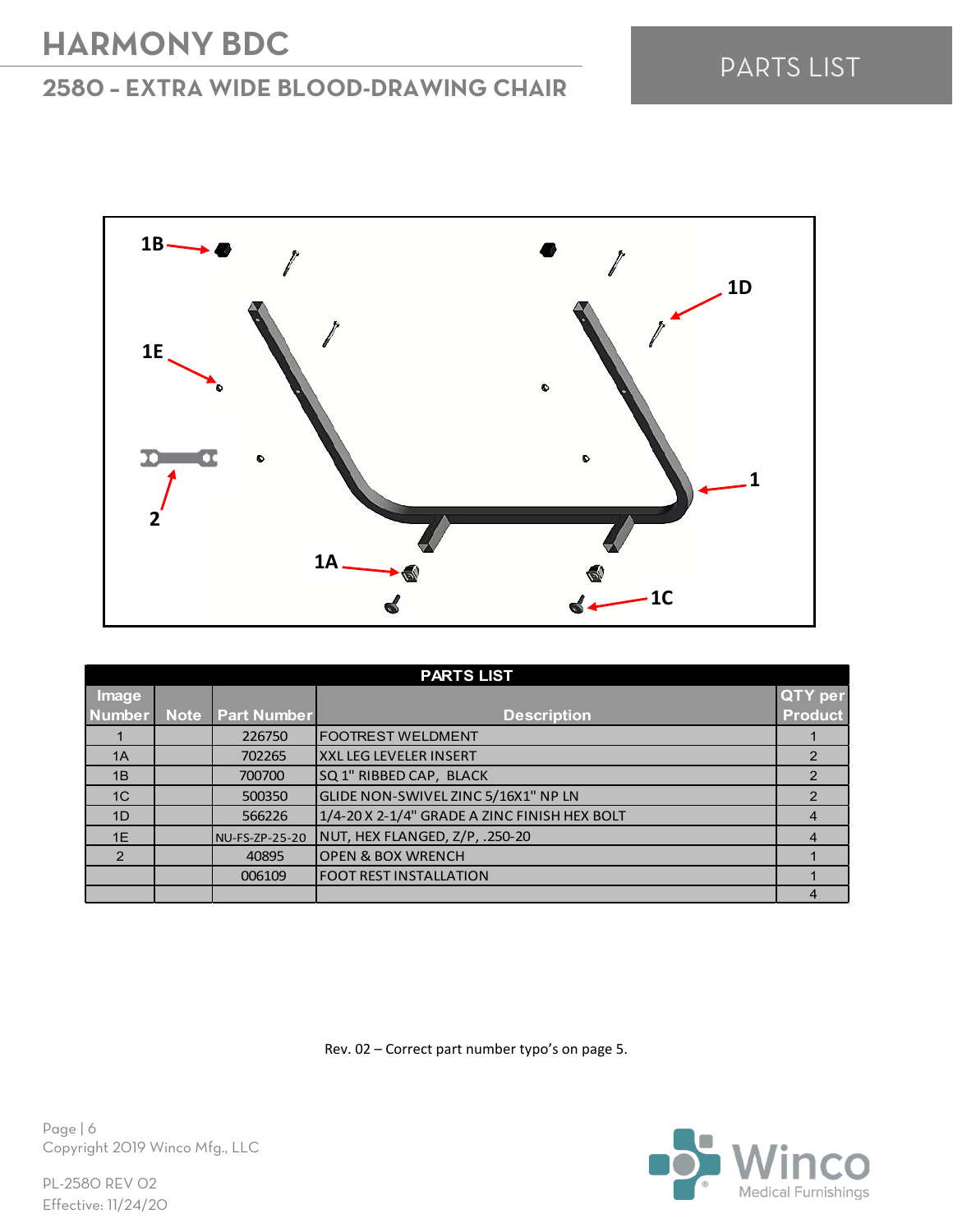# HARMONY BDC

## 2580 – EXTRA WIDE BLOOD-DRAWING CHAIR

## PARTS LIST

1B

1D

1E

1

2

1A

1C

| PARTS LIST | | | | |
|---|---|---|---|---|
| Image Number | Note | Part Number | Description | QTY per Product |
| 1 | | 226750 | FOOTREST WELDMENT | 1 |
| 1A | | 702265 | XXL LEG LEVELER INSERT | 2 |
| 1B | | 700700 | SQ 1" RIBBED CAP, BLACK | 2 |
| 1C | | 500350 | GLIDE NON-SWIVEL ZINC 5/16X1" NP LN | 2 |
| 1D | | 566226 | 1/4-20 X 2-1/4" GRADE A ZINC FINISH HEX BOLT | 4 |
| 1E | | NU-FS-ZP-25-20 | NUT, HEX FLANGED, Z/P, .250-20 | 4 |
| 2 | | 40895 | OPEN & BOX WRENCH | 1 |
| | | 006109 | FOOT REST INSTALLATION | 1 |
| | | | | 4 |

Rev. 02 – Correct part number typo's on page 5.

Copyright 2019 Winco Mfg., LLC

PL-2580 REV 02
Effective: 11/24/20